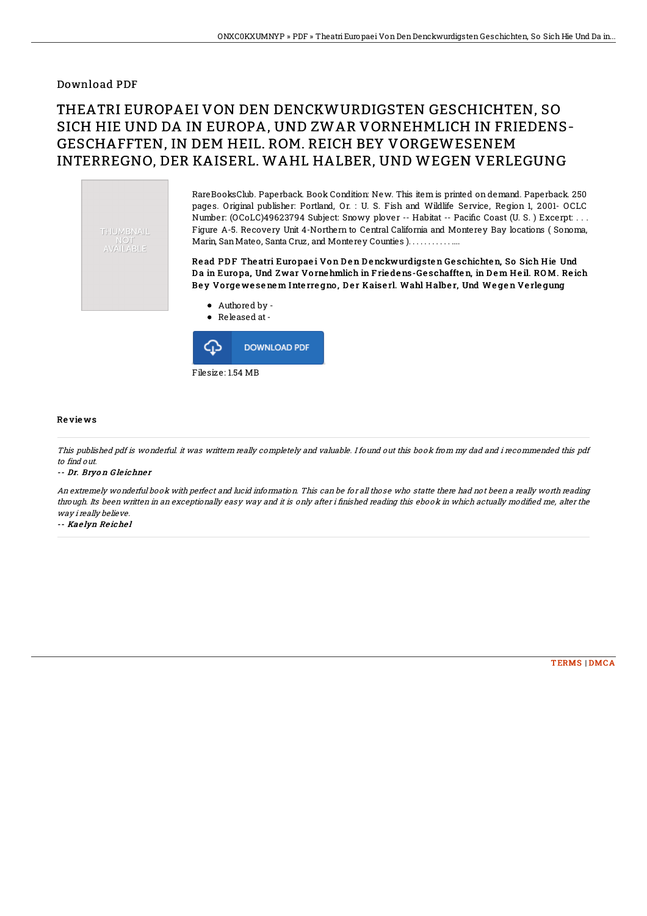Download PDF

# THEATRI EUROPAEI VON DEN DENCKWURDIGSTEN GESCHICHTEN, SO SICH HIE UND DA IN EUROPA, UND ZWAR VORNEHMLICH IN FRIEDENS-GESCHAFFTEN, IN DEM HEIL. ROM. REICH BEY VORGEWESENEM INTERREGNO, DER KAISERL. WAHL HALBER, UND WEGEN VERLEGUNG

THUMBNAIL NOT AVAILABLE

RareBooksClub. Paperback. Book Condition: New. This item is printed on demand. Paperback. 250 pages. Original publisher: Portland, Or. : U. S. Fish and Wildlife Service, Region 1, 2001- OCLC Number: (OCoLC)49623794 Subject: Snowy plover -- Habitat -- Pacific Coast (U. S. ) Excerpt: . . . Figure A-5. Recovery Unit 4-Northern to Central California and Monterey Bay locations ( Sonoma, Marin, San Mateo, Santa Cruz, and Monterey Counties ). . . . . . . . . . . ....

**Read PDF Theatri Europaei Von Den Denckwurdigsten Geschichten, So Sich Hie Und Da in Europa, Und Zwar Vornehmlich in Friedens-Geschafften, in Dem Heil. ROM. Reich Bey Vorgewesenem Interregno, Der Kaiserl. Wahl Halber, Und Wegen Verlegung**

- Authored by -
- Released at -

DOWNLOAD PDF

Filesize: 1.54 MB

## Reviews

*This published pdf is wonderful. it was writtern really completely and valuable. I found out this book from my dad and i recommended this pdf to find out.*

-- *Dr. Bryon Gleichner*

*An extremely wonderful book with perfect and lucid information. This can be for all those who statte there had not been a really worth reading through. Its been written in an exceptionally easy way and it is only after i finished reading this ebook in which actually modified me, alter the way i really believe.*

-- *Kaelyn Reichel*

TERMS | DMCA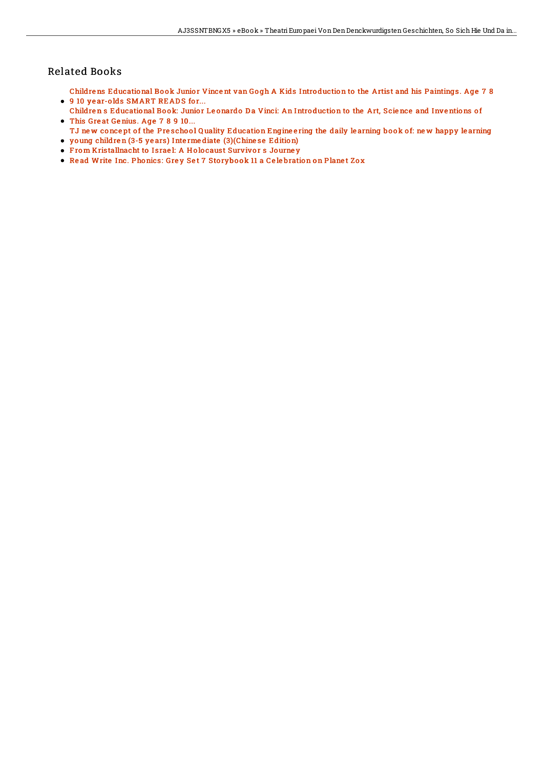## Related Books

- Childrens Educational Book Junior Vincent van Gogh A Kids Introduction to the Artist and his Paintings. Age 7 8 9 10 year-olds SMART READS for...
- Children s Educational Book: Junior Leonardo Da Vinci: An Introduction to the Art, Science and Inventions of This Great Genius. Age 7 8 9 10...
- TJ new concept of the Preschool Quality Education Engineering the daily learning book of: new happy learning young children (3-5 years) Intermediate (3)(Chinese Edition)
- From Kristallnacht to Israel: A Holocaust Survivor s Journey
- Read Write Inc. Phonics: Grey Set 7 Storybook 11 a Celebration on Planet Zox